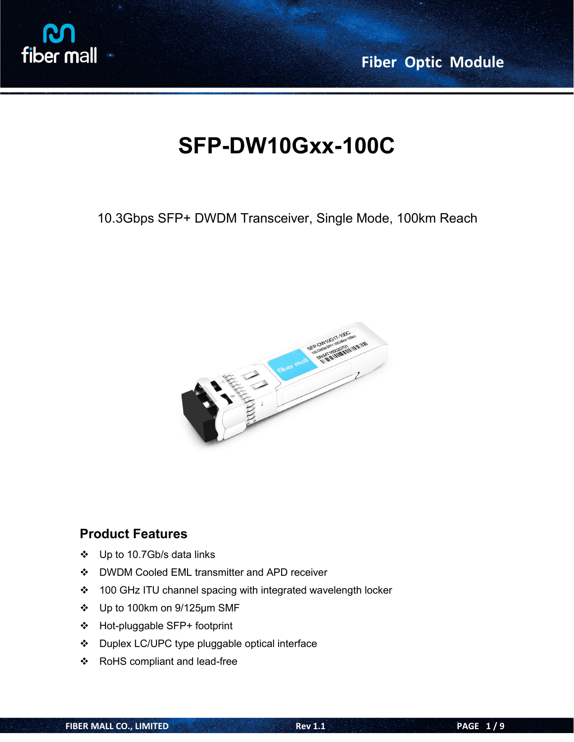# SFP-DW10Gxx-100C

10.3Gbps SFP+ DWDM Transceiver, Single Mode, 100km Reach

## Product Features

- Up to 10.7Gb/s data links
- DWDM Cooled EML transmitter and APD receiver
- 100 GHz ITU channel spacing with integrated wavelength locker
- Up to 100km on 9/125μm SMF
- Hot-pluggable SFP+ footprint
- Duplex LC/UPC type pluggable optical interface
- RoHS compliant and lead-free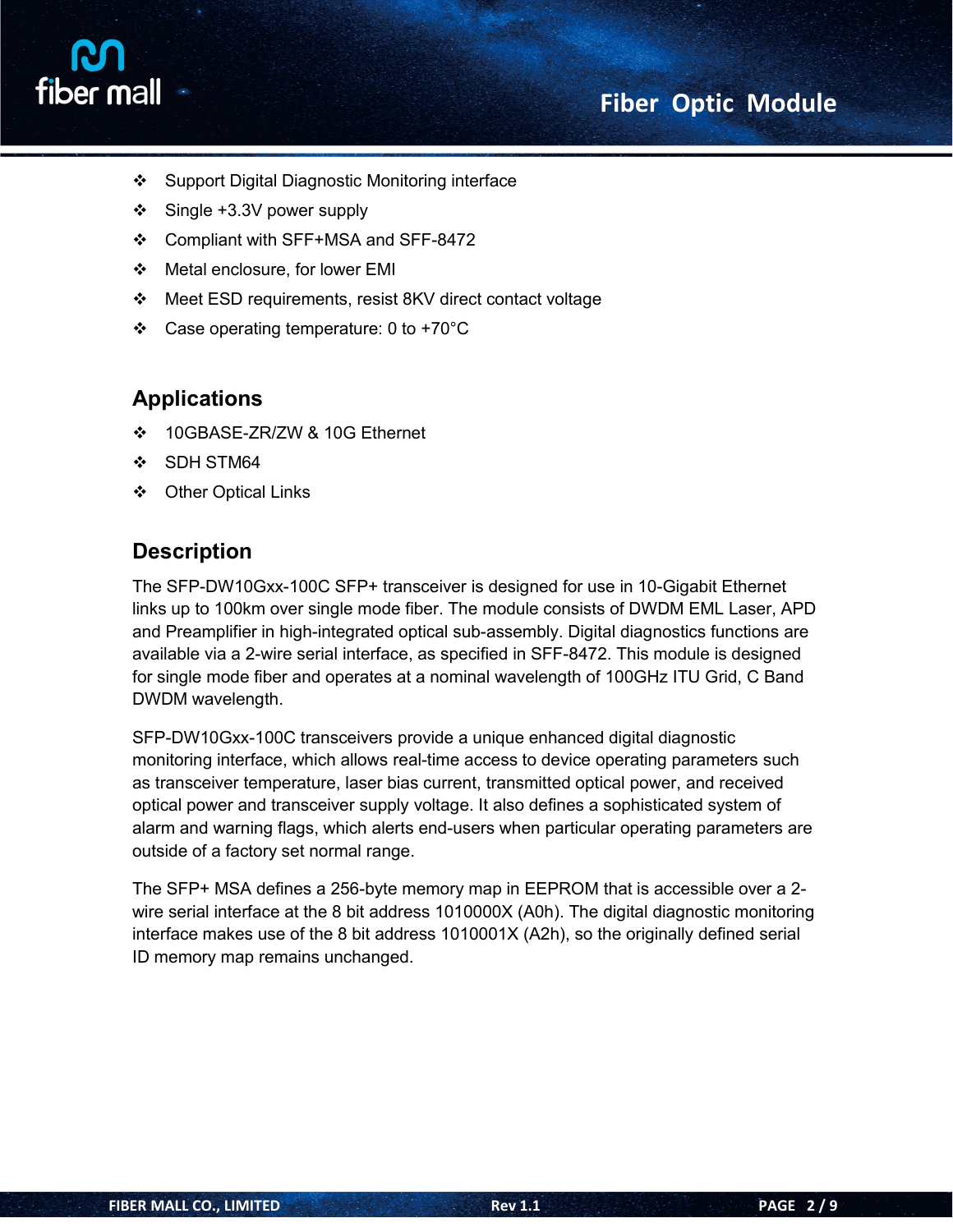- Support Digital Diagnostic Monitoring interface
- Single +3.3V power supply
- Compliant with SFF+MSA and SFF-8472
- Metal enclosure, for lower EMI
- Meet ESD requirements, resist 8KV direct contact voltage
- Case operating temperature: 0 to +70°C

## Applications

- 10GBASE-ZR/ZW & 10G Ethernet
- SDH STM64
- Other Optical Links

## Description

The SFP-DW10Gxx-100C SFP+ transceiver is designed for use in 10-Gigabit Ethernet links up to 100km over single mode fiber. The module consists of DWDM EML Laser, APD and Preamplifier in high-integrated optical sub-assembly. Digital diagnostics functions are available via a 2-wire serial interface, as specified in SFF-8472. This module is designed for single mode fiber and operates at a nominal wavelength of 100GHz ITU Grid, C Band DWDM wavelength.

SFP-DW10Gxx-100C transceivers provide a unique enhanced digital diagnostic monitoring interface, which allows real-time access to device operating parameters such as transceiver temperature, laser bias current, transmitted optical power, and received optical power and transceiver supply voltage. It also defines a sophisticated system of alarm and warning flags, which alerts end-users when particular operating parameters are outside of a factory set normal range.

The SFP+ MSA defines a 256-byte memory map in EEPROM that is accessible over a 2-wire serial interface at the 8 bit address 1010000X (A0h). The digital diagnostic monitoring interface makes use of the 8 bit address 1010001X (A2h), so the originally defined serial ID memory map remains unchanged.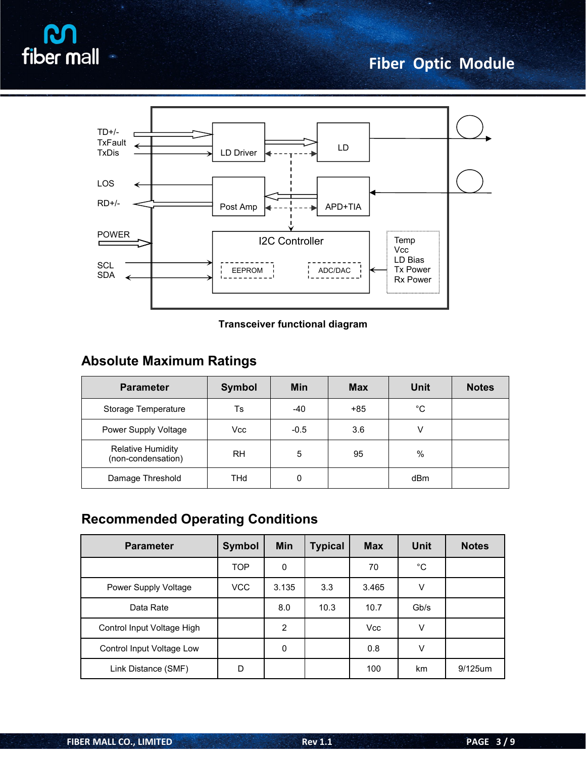TD+/-
TxFault
TxDis

LD Driver

LD

LOS

RD+/-

Post Amp

APD+TIA

POWER

SCL
SDA

I2C Controller

EEPROM

ADC/DAC

Temp
Vcc
LD Bias
Tx Power
Rx Power

**Transceiver functional diagram**

## Absolute Maximum Ratings

| Parameter | Symbol | Min | Max | Unit | Notes |
|---|---|---|---|---|---|
| Storage Temperature | Ts | -40 | +85 | °C | |
| Power Supply Voltage | Vcc | -0.5 | 3.6 | V | |
| Relative Humidity (non-condensation) | RH | 5 | 95 | % | |
| Damage Threshold | THd | 0 | | dBm | |

## Recommended Operating Conditions

| Parameter | Symbol | Min | Typical | Max | Unit | Notes |
|---|---|---|---|---|---|---|
| | TOP | 0 | | 70 | °C | |
| Power Supply Voltage | VCC | 3.135 | 3.3 | 3.465 | V | |
| Data Rate | | 8.0 | 10.3 | 10.7 | Gb/s | |
| Control Input Voltage High | | 2 | | Vcc | V | |
| Control Input Voltage Low | | 0 | | 0.8 | V | |
| Link Distance (SMF) | D | | | 100 | km | 9/125um |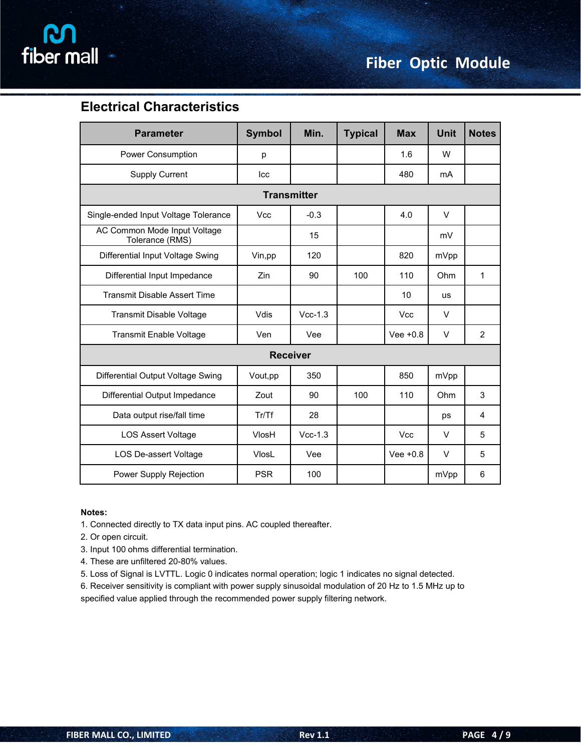## Electrical Characteristics

| Parameter | Symbol | Min. | Typical | Max | Unit | Notes |
|---|---|---|---|---|---|---|
| Power Consumption | p | | | 1.6 | W | |
| Supply Current | Icc | | | 480 | mA | |
| **Transmitter** | | | | | | |
| Single-ended Input Voltage Tolerance | Vcc | -0.3 | | 4.0 | V | |
| AC Common Mode Input Voltage Tolerance (RMS) | | 15 | | | mV | |
| Differential Input Voltage Swing | Vin,pp | 120 | | 820 | mVpp | |
| Differential Input Impedance | Zin | 90 | 100 | 110 | Ohm | 1 |
| Transmit Disable Assert Time | | | | 10 | us | |
| Transmit Disable Voltage | Vdis | Vcc-1.3 | | Vcc | V | |
| Transmit Enable Voltage | Ven | Vee | | Vee +0.8 | V | 2 |
| **Receiver** | | | | | | |
| Differential Output Voltage Swing | Vout,pp | 350 | | 850 | mVpp | |
| Differential Output Impedance | Zout | 90 | 100 | 110 | Ohm | 3 |
| Data output rise/fall time | Tr/Tf | 28 | | | ps | 4 |
| LOS Assert Voltage | VlosH | Vcc-1.3 | | Vcc | V | 5 |
| LOS De-assert Voltage | VlosL | Vee | | Vee +0.8 | V | 5 |
| Power Supply Rejection | PSR | 100 | | | mVpp | 6 |

**Notes:**

1. Connected directly to TX data input pins. AC coupled thereafter.
2. Or open circuit.
3. Input 100 ohms differential termination.
4. These are unfiltered 20-80% values.
5. Loss of Signal is LVTTL. Logic 0 indicates normal operation; logic 1 indicates no signal detected.
6. Receiver sensitivity is compliant with power supply sinusoidal modulation of 20 Hz to 1.5 MHz up to specified value applied through the recommended power supply filtering network.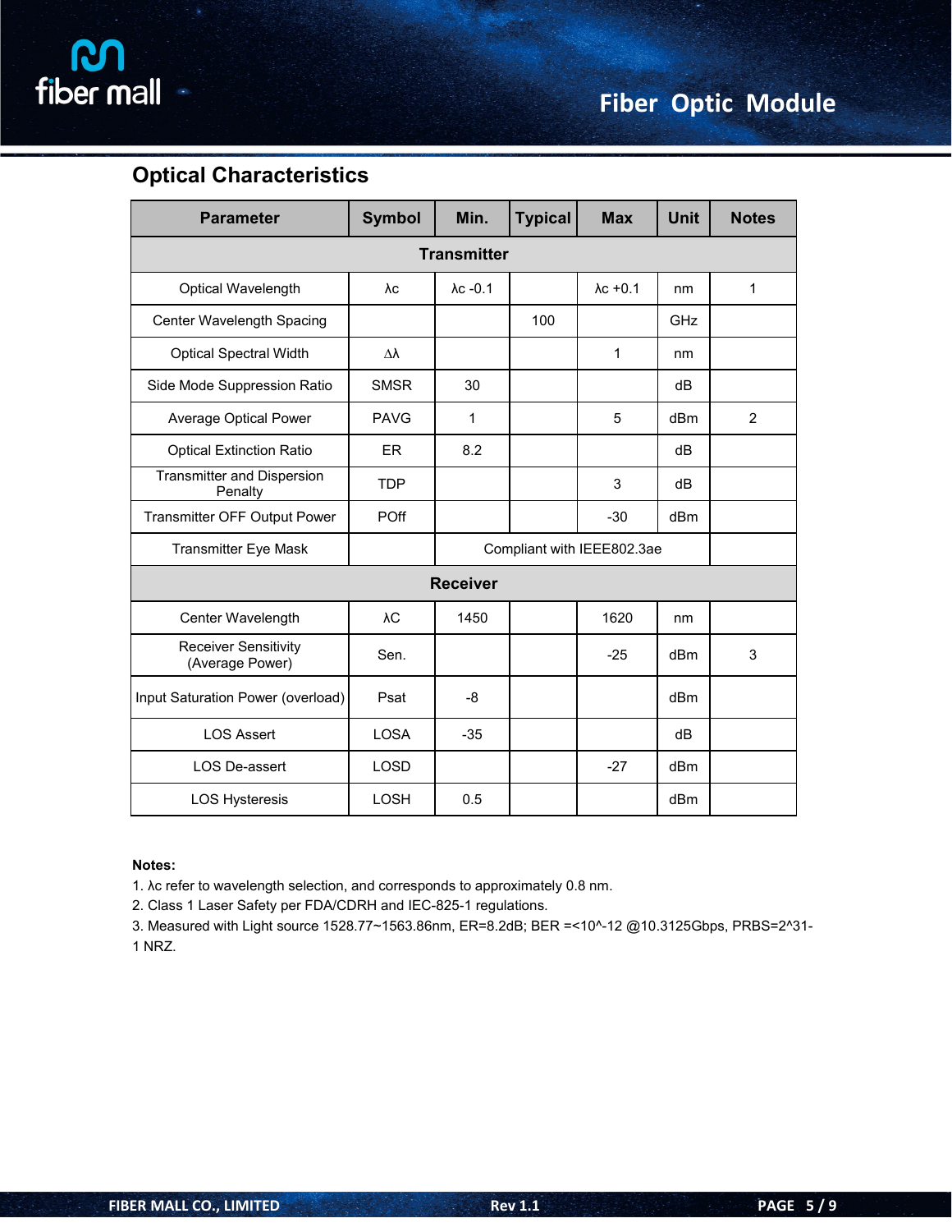## Optical Characteristics

| Parameter | Symbol | Min. | Typical | Max | Unit | Notes |
|---|---|---|---|---|---|---|
| **Transmitter** | | | | | | |
| Optical Wavelength | λc | λc -0.1 | | λc +0.1 | nm | 1 |
| Center Wavelength Spacing | | | 100 | | GHz | |
| Optical Spectral Width | ∆λ | | | 1 | nm | |
| Side Mode Suppression Ratio | SMSR | 30 | | | dB | |
| Average Optical Power | PAVG | 1 | | 5 | dBm | 2 |
| Optical Extinction Ratio | ER | 8.2 | | | dB | |
| Transmitter and Dispersion Penalty | TDP | | | 3 | dB | |
| Transmitter OFF Output Power | POff | | | -30 | dBm | |
| Transmitter Eye Mask | | Compliant with IEEE802.3ae | | | | |
| **Receiver** | | | | | | |
| Center Wavelength | λC | 1450 | | 1620 | nm | |
| Receiver Sensitivity (Average Power) | Sen. | | | -25 | dBm | 3 |
| Input Saturation Power (overload) | Psat | -8 | | | dBm | |
| LOS Assert | LOSA | -35 | | | dB | |
| LOS De-assert | LOSD | | | -27 | dBm | |
| LOS Hysteresis | LOSH | 0.5 | | | dBm | |

**Notes:**

1. λc refer to wavelength selection, and corresponds to approximately 0.8 nm.
2. Class 1 Laser Safety per FDA/CDRH and IEC-825-1 regulations.
3. Measured with Light source 1528.77~1563.86nm, ER=8.2dB; BER =<10^-12 @10.3125Gbps, PRBS=2^31-1 NRZ.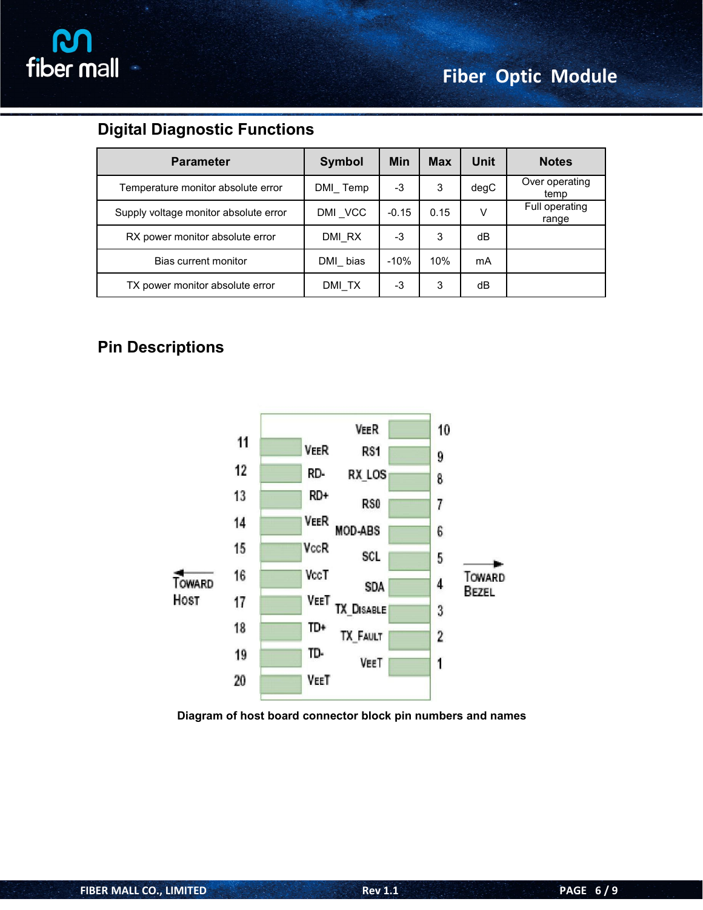## Digital Diagnostic Functions

| Parameter | Symbol | Min | Max | Unit | Notes |
|---|---|---|---|---|---|
| Temperature monitor absolute error | DMI_ Temp | -3 | 3 | degC | Over operating temp |
| Supply voltage monitor absolute error | DMI _VCC | -0.15 | 0.15 | V | Full operating range |
| RX power monitor absolute error | DMI_RX | -3 | 3 | dB | |
| Bias current monitor | DMI_ bias | -10% | 10% | mA | |
| TX power monitor absolute error | DMI_TX | -3 | 3 | dB | |

## Pin Descriptions

| Pin | Name | Pin | Name |
|---|---|---|---|
| 11 | VEER | 10 | VEER |
| 12 | RD- | 9 | RS1 |
| 13 | RD+ | 8 | RX_LOS |
| 14 | VEER | 7 | RS0 |
| 15 | VCCR | 6 | MOD-ABS |
| 16 | VCCT | 5 | SCL |
| 17 | VEET | 4 | SDA |
| 18 | TD+ | 3 | TX_DISABLE |
| 19 | TD- | 2 | TX_FAULT |
| 20 | VEET | 1 | VEET |

Toward Host (pins 11–20) / Toward Bezel (pins 1–10)

Diagram of host board connector block pin numbers and names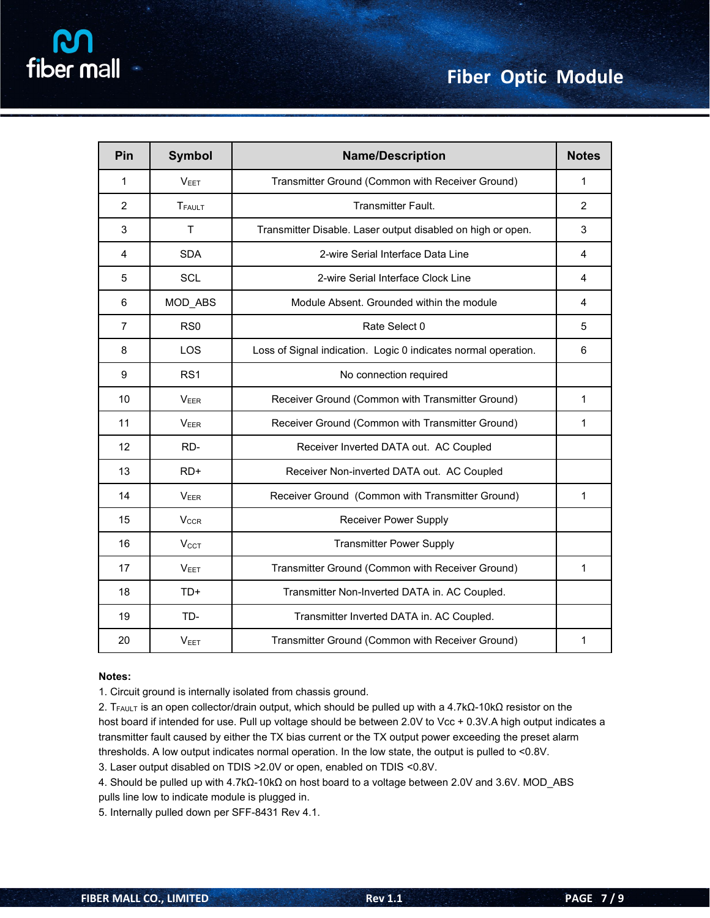| Pin | Symbol | Name/Description | Notes |
|---|---|---|---|
| 1 | $V_{EET}$ | Transmitter Ground (Common with Receiver Ground) | 1 |
| 2 | $T_{FAULT}$ | Transmitter Fault. | 2 |
| 3 | T | Transmitter Disable. Laser output disabled on high or open. | 3 |
| 4 | SDA | 2-wire Serial Interface Data Line | 4 |
| 5 | SCL | 2-wire Serial Interface Clock Line | 4 |
| 6 | MOD_ABS | Module Absent. Grounded within the module | 4 |
| 7 | RS0 | Rate Select 0 | 5 |
| 8 | LOS | Loss of Signal indication. Logic 0 indicates normal operation. | 6 |
| 9 | RS1 | No connection required | |
| 10 | $V_{EER}$ | Receiver Ground (Common with Transmitter Ground) | 1 |
| 11 | $V_{EER}$ | Receiver Ground (Common with Transmitter Ground) | 1 |
| 12 | RD- | Receiver Inverted DATA out. AC Coupled | |
| 13 | RD+ | Receiver Non-inverted DATA out. AC Coupled | |
| 14 | $V_{EER}$ | Receiver Ground (Common with Transmitter Ground) | 1 |
| 15 | $V_{CCR}$ | Receiver Power Supply | |
| 16 | $V_{CCT}$ | Transmitter Power Supply | |
| 17 | $V_{EET}$ | Transmitter Ground (Common with Receiver Ground) | 1 |
| 18 | TD+ | Transmitter Non-Inverted DATA in. AC Coupled. | |
| 19 | TD- | Transmitter Inverted DATA in. AC Coupled. | |
| 20 | $V_{EET}$ | Transmitter Ground (Common with Receiver Ground) | 1 |

**Notes:**

1. Circuit ground is internally isolated from chassis ground.
2. $T_{FAULT}$ is an open collector/drain output, which should be pulled up with a 4.7kΩ-10kΩ resistor on the host board if intended for use. Pull up voltage should be between 2.0V to Vcc + 0.3V.A high output indicates a transmitter fault caused by either the TX bias current or the TX output power exceeding the preset alarm thresholds. A low output indicates normal operation. In the low state, the output is pulled to <0.8V.
3. Laser output disabled on TDIS >2.0V or open, enabled on TDIS <0.8V.
4. Should be pulled up with 4.7kΩ-10kΩ on host board to a voltage between 2.0V and 3.6V. MOD_ABS pulls line low to indicate module is plugged in.
5. Internally pulled down per SFF-8431 Rev 4.1.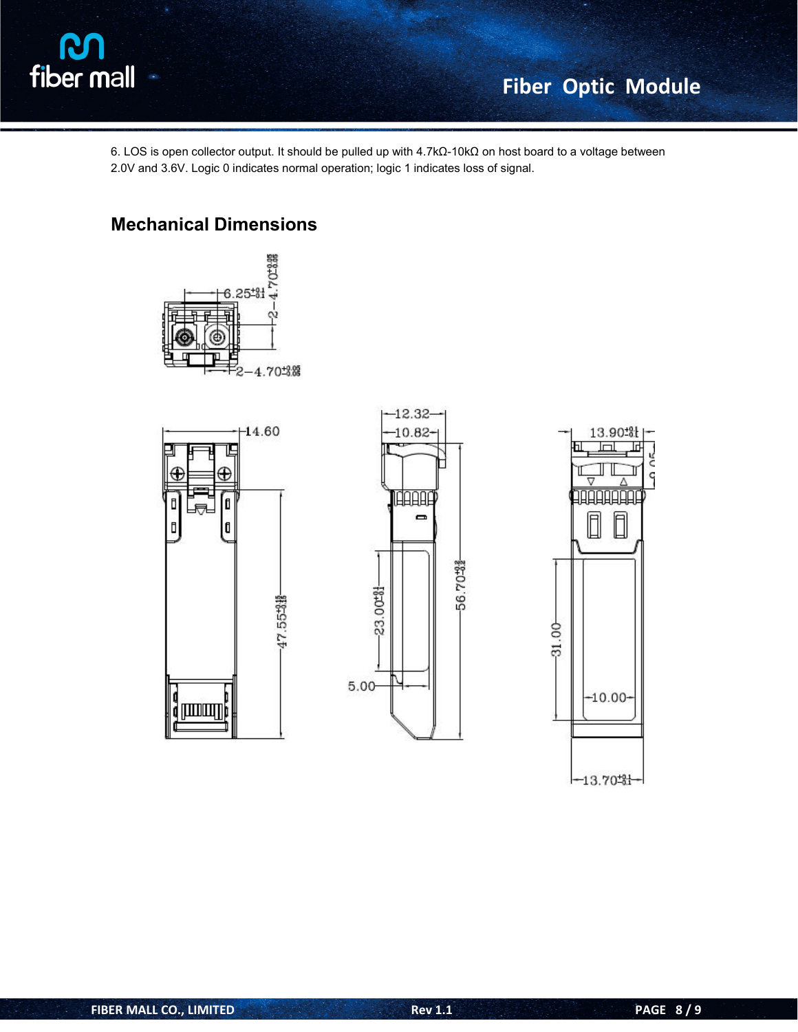6. LOS is open collector output. It should be pulled up with 4.7kΩ-10kΩ on host board to a voltage between 2.0V and 3.6V. Logic 0 indicates normal operation; logic 1 indicates loss of signal.

## Mechanical Dimensions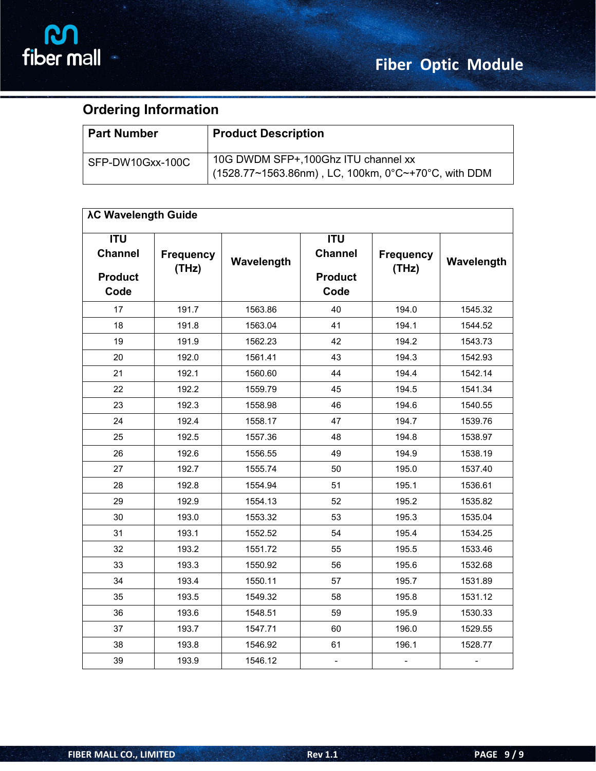## Ordering Information

| Part Number | Product Description |
|---|---|
| SFP-DW10Gxx-100C | 10G DWDM SFP+,100Ghz ITU channel xx (1528.77~1563.86nm) , LC, 100km, 0°C~+70°C, with DDM |

| λC Wavelength Guide | | | | | |
|---|---|---|---|---|---|
| ITU Channel Product Code | Frequency (THz) | Wavelength | ITU Channel Product Code | Frequency (THz) | Wavelength |
| 17 | 191.7 | 1563.86 | 40 | 194.0 | 1545.32 |
| 18 | 191.8 | 1563.04 | 41 | 194.1 | 1544.52 |
| 19 | 191.9 | 1562.23 | 42 | 194.2 | 1543.73 |
| 20 | 192.0 | 1561.41 | 43 | 194.3 | 1542.93 |
| 21 | 192.1 | 1560.60 | 44 | 194.4 | 1542.14 |
| 22 | 192.2 | 1559.79 | 45 | 194.5 | 1541.34 |
| 23 | 192.3 | 1558.98 | 46 | 194.6 | 1540.55 |
| 24 | 192.4 | 1558.17 | 47 | 194.7 | 1539.76 |
| 25 | 192.5 | 1557.36 | 48 | 194.8 | 1538.97 |
| 26 | 192.6 | 1556.55 | 49 | 194.9 | 1538.19 |
| 27 | 192.7 | 1555.74 | 50 | 195.0 | 1537.40 |
| 28 | 192.8 | 1554.94 | 51 | 195.1 | 1536.61 |
| 29 | 192.9 | 1554.13 | 52 | 195.2 | 1535.82 |
| 30 | 193.0 | 1553.32 | 53 | 195.3 | 1535.04 |
| 31 | 193.1 | 1552.52 | 54 | 195.4 | 1534.25 |
| 32 | 193.2 | 1551.72 | 55 | 195.5 | 1533.46 |
| 33 | 193.3 | 1550.92 | 56 | 195.6 | 1532.68 |
| 34 | 193.4 | 1550.11 | 57 | 195.7 | 1531.89 |
| 35 | 193.5 | 1549.32 | 58 | 195.8 | 1531.12 |
| 36 | 193.6 | 1548.51 | 59 | 195.9 | 1530.33 |
| 37 | 193.7 | 1547.71 | 60 | 196.0 | 1529.55 |
| 38 | 193.8 | 1546.92 | 61 | 196.1 | 1528.77 |
| 39 | 193.9 | 1546.12 | - | - | - |